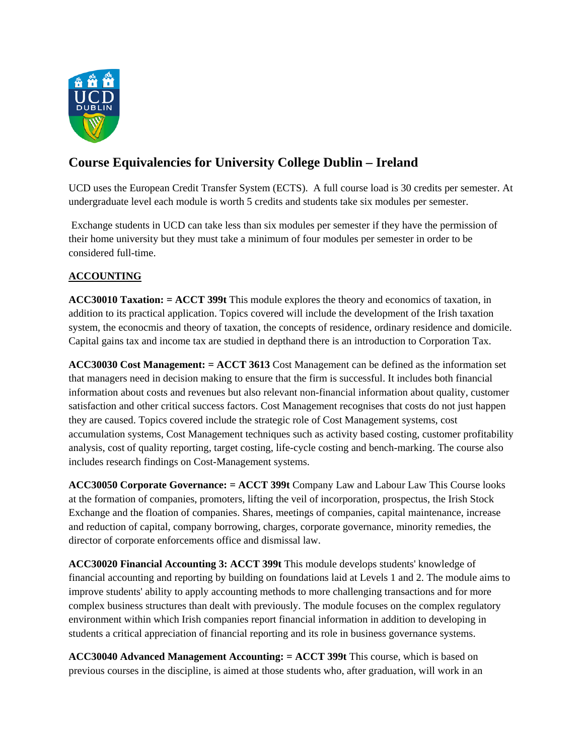# Course Equivalencies for University College Dublin – Ireland

UCD uses the European Credit Transfer System (ECTS). A full course load is 30 credits per semester. At undergraduate level each module is worth 5 credits and students take six modules per semester.

Exchange students in UCD can take less than six modules per semester if they have the permission of their home university but they must take a minimum of four modules per semester in order to be considered full-time.

## ACCOUNTING

**ACC30010 Taxation: = ACCT 399t** This module explores the theory and economics of taxation, in addition to its practical application. Topics covered will include the development of the Irish taxation system, the econocmis and theory of taxation, the concepts of residence, ordinary residence and domicile. Capital gains tax and income tax are studied in depthand there is an introduction to Corporation Tax.

**ACC30030 Cost Management: = ACCT 3613** Cost Management can be defined as the information set that managers need in decision making to ensure that the firm is successful. It includes both financial information about costs and revenues but also relevant non-financial information about quality, customer satisfaction and other critical success factors. Cost Management recognises that costs do not just happen they are caused. Topics covered include the strategic role of Cost Management systems, cost accumulation systems, Cost Management techniques such as activity based costing, customer profitability analysis, cost of quality reporting, target costing, life-cycle costing and bench-marking. The course also includes research findings on Cost-Management systems.

**ACC30050 Corporate Governance: = ACCT 399t** Company Law and Labour Law This Course looks at the formation of companies, promoters, lifting the veil of incorporation, prospectus, the Irish Stock Exchange and the floation of companies. Shares, meetings of companies, capital maintenance, increase and reduction of capital, company borrowing, charges, corporate governance, minority remedies, the director of corporate enforcements office and dismissal law.

**ACC30020 Financial Accounting 3: ACCT 399t** This module develops students' knowledge of financial accounting and reporting by building on foundations laid at Levels 1 and 2. The module aims to improve students' ability to apply accounting methods to more challenging transactions and for more complex business structures than dealt with previously. The module focuses on the complex regulatory environment within which Irish companies report financial information in addition to developing in students a critical appreciation of financial reporting and its role in business governance systems.

**ACC30040 Advanced Management Accounting: = ACCT 399t** This course, which is based on previous courses in the discipline, is aimed at those students who, after graduation, will work in an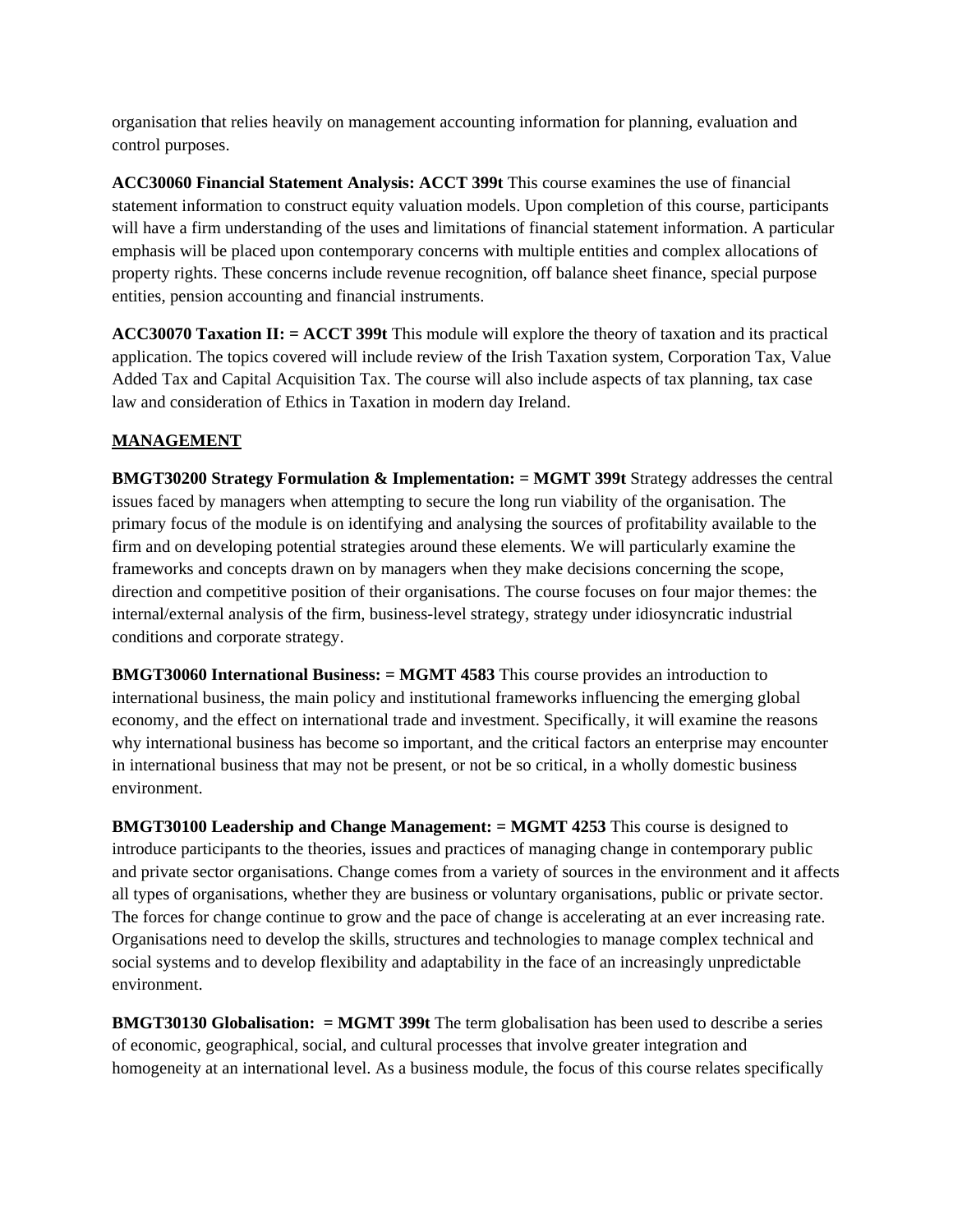organisation that relies heavily on management accounting information for planning, evaluation and control purposes.

**ACC30060 Financial Statement Analysis: ACCT 399t** This course examines the use of financial statement information to construct equity valuation models. Upon completion of this course, participants will have a firm understanding of the uses and limitations of financial statement information. A particular emphasis will be placed upon contemporary concerns with multiple entities and complex allocations of property rights. These concerns include revenue recognition, off balance sheet finance, special purpose entities, pension accounting and financial instruments.

**ACC30070 Taxation II: = ACCT 399t** This module will explore the theory of taxation and its practical application. The topics covered will include review of the Irish Taxation system, Corporation Tax, Value Added Tax and Capital Acquisition Tax. The course will also include aspects of tax planning, tax case law and consideration of Ethics in Taxation in modern day Ireland.

**MANAGEMENT**

**BMGT30200 Strategy Formulation & Implementation: = MGMT 399t** Strategy addresses the central issues faced by managers when attempting to secure the long run viability of the organisation. The primary focus of the module is on identifying and analysing the sources of profitability available to the firm and on developing potential strategies around these elements. We will particularly examine the frameworks and concepts drawn on by managers when they make decisions concerning the scope, direction and competitive position of their organisations. The course focuses on four major themes: the internal/external analysis of the firm, business-level strategy, strategy under idiosyncratic industrial conditions and corporate strategy.

**BMGT30060 International Business: = MGMT 4583** This course provides an introduction to international business, the main policy and institutional frameworks influencing the emerging global economy, and the effect on international trade and investment. Specifically, it will examine the reasons why international business has become so important, and the critical factors an enterprise may encounter in international business that may not be present, or not be so critical, in a wholly domestic business environment.

**BMGT30100 Leadership and Change Management: = MGMT 4253** This course is designed to introduce participants to the theories, issues and practices of managing change in contemporary public and private sector organisations. Change comes from a variety of sources in the environment and it affects all types of organisations, whether they are business or voluntary organisations, public or private sector. The forces for change continue to grow and the pace of change is accelerating at an ever increasing rate. Organisations need to develop the skills, structures and technologies to manage complex technical and social systems and to develop flexibility and adaptability in the face of an increasingly unpredictable environment.

**BMGT30130 Globalisation: = MGMT 399t** The term globalisation has been used to describe a series of economic, geographical, social, and cultural processes that involve greater integration and homogeneity at an international level. As a business module, the focus of this course relates specifically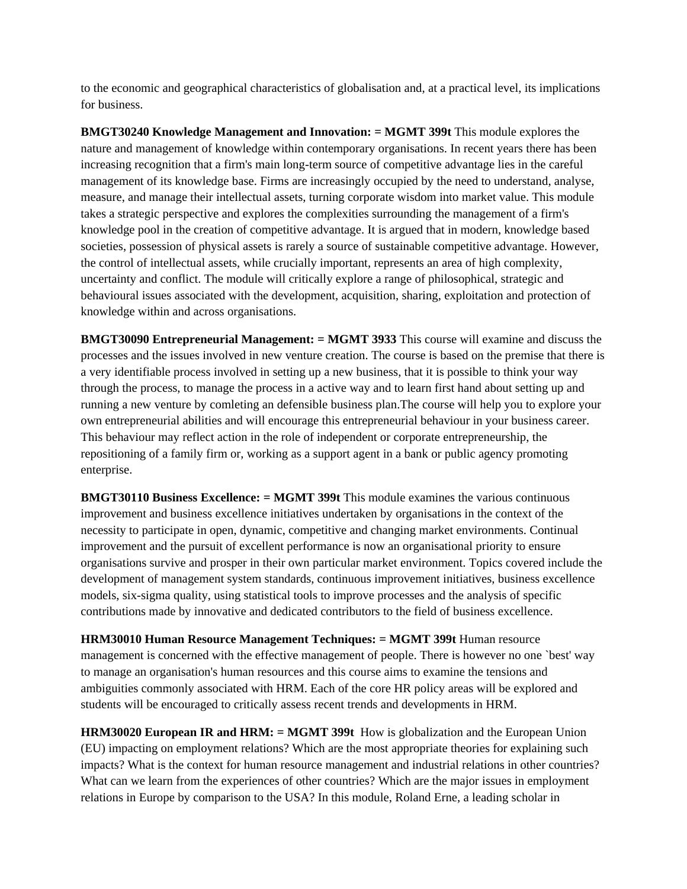to the economic and geographical characteristics of globalisation and, at a practical level, its implications for business.

**BMGT30240 Knowledge Management and Innovation: = MGMT 399t** This module explores the nature and management of knowledge within contemporary organisations. In recent years there has been increasing recognition that a firm's main long-term source of competitive advantage lies in the careful management of its knowledge base. Firms are increasingly occupied by the need to understand, analyse, measure, and manage their intellectual assets, turning corporate wisdom into market value. This module takes a strategic perspective and explores the complexities surrounding the management of a firm's knowledge pool in the creation of competitive advantage. It is argued that in modern, knowledge based societies, possession of physical assets is rarely a source of sustainable competitive advantage. However, the control of intellectual assets, while crucially important, represents an area of high complexity, uncertainty and conflict. The module will critically explore a range of philosophical, strategic and behavioural issues associated with the development, acquisition, sharing, exploitation and protection of knowledge within and across organisations.

**BMGT30090 Entrepreneurial Management: = MGMT 3933** This course will examine and discuss the processes and the issues involved in new venture creation. The course is based on the premise that there is a very identifiable process involved in setting up a new business, that it is possible to think your way through the process, to manage the process in a active way and to learn first hand about setting up and running a new venture by comleting an defensible business plan.The course will help you to explore your own entrepreneurial abilities and will encourage this entrepreneurial behaviour in your business career. This behaviour may reflect action in the role of independent or corporate entrepreneurship, the repositioning of a family firm or, working as a support agent in a bank or public agency promoting enterprise.

**BMGT30110 Business Excellence: = MGMT 399t** This module examines the various continuous improvement and business excellence initiatives undertaken by organisations in the context of the necessity to participate in open, dynamic, competitive and changing market environments. Continual improvement and the pursuit of excellent performance is now an organisational priority to ensure organisations survive and prosper in their own particular market environment. Topics covered include the development of management system standards, continuous improvement initiatives, business excellence models, six-sigma quality, using statistical tools to improve processes and the analysis of specific contributions made by innovative and dedicated contributors to the field of business excellence.

**HRM30010 Human Resource Management Techniques: = MGMT 399t** Human resource management is concerned with the effective management of people. There is however no one `best' way to manage an organisation's human resources and this course aims to examine the tensions and ambiguities commonly associated with HRM. Each of the core HR policy areas will be explored and students will be encouraged to critically assess recent trends and developments in HRM.

**HRM30020 European IR and HRM: = MGMT 399t** How is globalization and the European Union (EU) impacting on employment relations? Which are the most appropriate theories for explaining such impacts? What is the context for human resource management and industrial relations in other countries? What can we learn from the experiences of other countries? Which are the major issues in employment relations in Europe by comparison to the USA? In this module, Roland Erne, a leading scholar in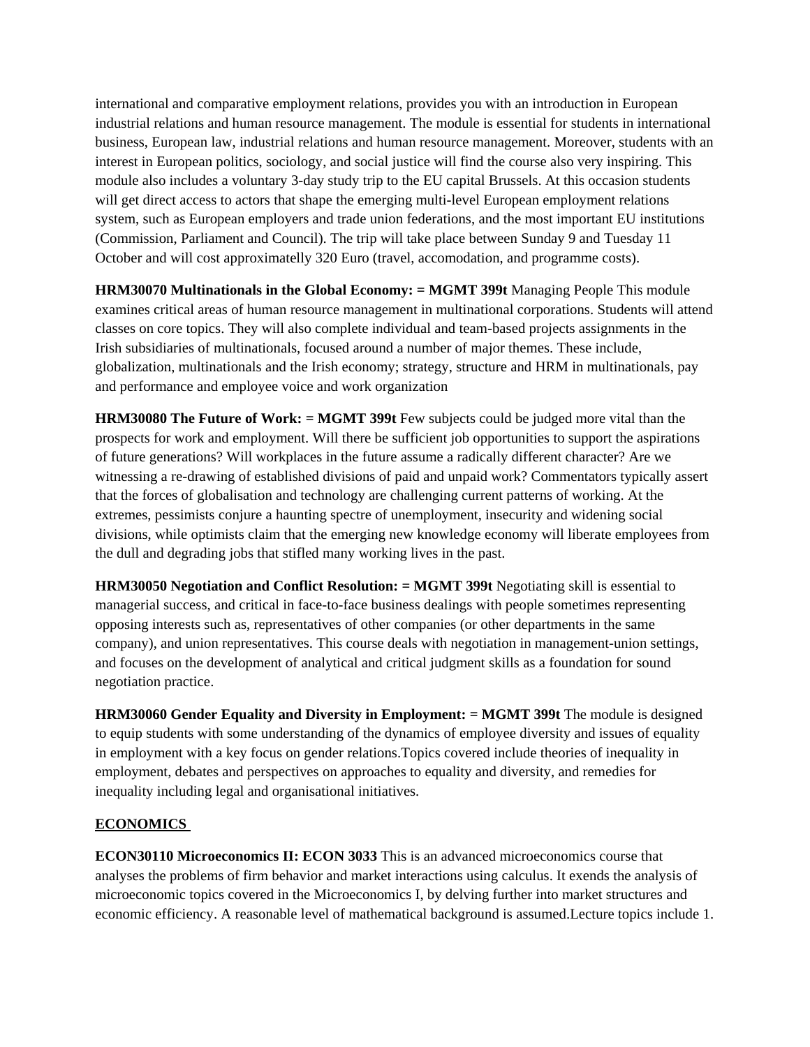international and comparative employment relations, provides you with an introduction in European industrial relations and human resource management. The module is essential for students in international business, European law, industrial relations and human resource management. Moreover, students with an interest in European politics, sociology, and social justice will find the course also very inspiring. This module also includes a voluntary 3-day study trip to the EU capital Brussels. At this occasion students will get direct access to actors that shape the emerging multi-level European employment relations system, such as European employers and trade union federations, and the most important EU institutions (Commission, Parliament and Council). The trip will take place between Sunday 9 and Tuesday 11 October and will cost approximatelly 320 Euro (travel, accomodation, and programme costs).

**HRM30070 Multinationals in the Global Economy: = MGMT 399t** Managing People This module examines critical areas of human resource management in multinational corporations. Students will attend classes on core topics. They will also complete individual and team-based projects assignments in the Irish subsidiaries of multinationals, focused around a number of major themes. These include, globalization, multinationals and the Irish economy; strategy, structure and HRM in multinationals, pay and performance and employee voice and work organization

**HRM30080 The Future of Work: = MGMT 399t** Few subjects could be judged more vital than the prospects for work and employment. Will there be sufficient job opportunities to support the aspirations of future generations? Will workplaces in the future assume a radically different character? Are we witnessing a re-drawing of established divisions of paid and unpaid work? Commentators typically assert that the forces of globalisation and technology are challenging current patterns of working. At the extremes, pessimists conjure a haunting spectre of unemployment, insecurity and widening social divisions, while optimists claim that the emerging new knowledge economy will liberate employees from the dull and degrading jobs that stifled many working lives in the past.

**HRM30050 Negotiation and Conflict Resolution: = MGMT 399t** Negotiating skill is essential to managerial success, and critical in face-to-face business dealings with people sometimes representing opposing interests such as, representatives of other companies (or other departments in the same company), and union representatives. This course deals with negotiation in management-union settings, and focuses on the development of analytical and critical judgment skills as a foundation for sound negotiation practice.

**HRM30060 Gender Equality and Diversity in Employment: = MGMT 399t** The module is designed to equip students with some understanding of the dynamics of employee diversity and issues of equality in employment with a key focus on gender relations.Topics covered include theories of inequality in employment, debates and perspectives on approaches to equality and diversity, and remedies for inequality including legal and organisational initiatives.

## ECONOMICS

**ECON30110 Microeconomics II: ECON 3033** This is an advanced microeconomics course that analyses the problems of firm behavior and market interactions using calculus. It exends the analysis of microeconomic topics covered in the Microeconomics I, by delving further into market structures and economic efficiency. A reasonable level of mathematical background is assumed.Lecture topics include 1.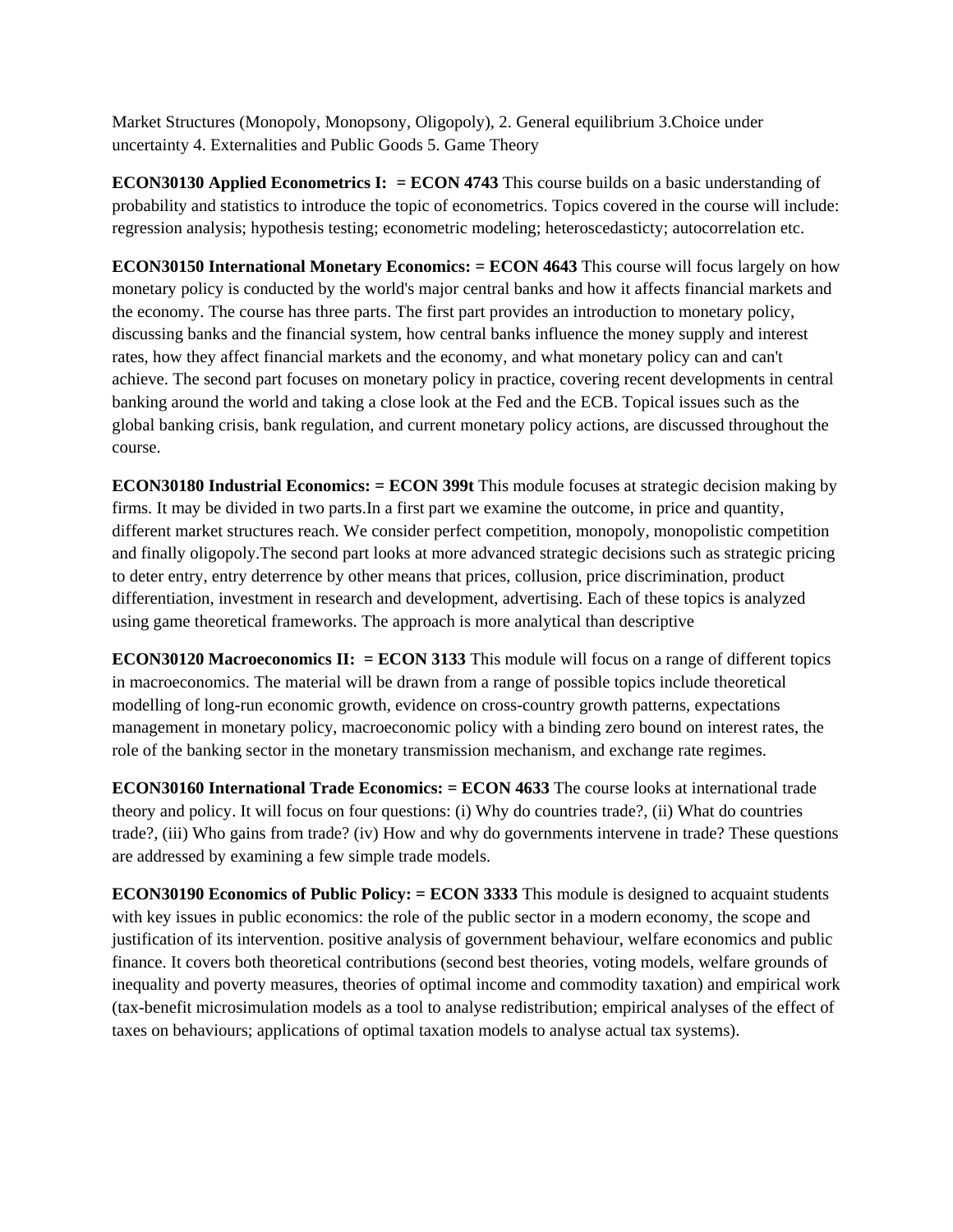Market Structures (Monopoly, Monopsony, Oligopoly), 2. General equilibrium 3.Choice under uncertainty 4. Externalities and Public Goods 5. Game Theory

**ECON30130 Applied Econometrics I: = ECON 4743** This course builds on a basic understanding of probability and statistics to introduce the topic of econometrics. Topics covered in the course will include: regression analysis; hypothesis testing; econometric modeling; heteroscedasticty; autocorrelation etc.

**ECON30150 International Monetary Economics: = ECON 4643** This course will focus largely on how monetary policy is conducted by the world's major central banks and how it affects financial markets and the economy. The course has three parts. The first part provides an introduction to monetary policy, discussing banks and the financial system, how central banks influence the money supply and interest rates, how they affect financial markets and the economy, and what monetary policy can and can't achieve. The second part focuses on monetary policy in practice, covering recent developments in central banking around the world and taking a close look at the Fed and the ECB. Topical issues such as the global banking crisis, bank regulation, and current monetary policy actions, are discussed throughout the course.

**ECON30180 Industrial Economics: = ECON 399t** This module focuses at strategic decision making by firms. It may be divided in two parts.In a first part we examine the outcome, in price and quantity, different market structures reach. We consider perfect competition, monopoly, monopolistic competition and finally oligopoly.The second part looks at more advanced strategic decisions such as strategic pricing to deter entry, entry deterrence by other means that prices, collusion, price discrimination, product differentiation, investment in research and development, advertising. Each of these topics is analyzed using game theoretical frameworks. The approach is more analytical than descriptive

**ECON30120 Macroeconomics II: = ECON 3133** This module will focus on a range of different topics in macroeconomics. The material will be drawn from a range of possible topics include theoretical modelling of long-run economic growth, evidence on cross-country growth patterns, expectations management in monetary policy, macroeconomic policy with a binding zero bound on interest rates, the role of the banking sector in the monetary transmission mechanism, and exchange rate regimes.

**ECON30160 International Trade Economics: = ECON 4633** The course looks at international trade theory and policy. It will focus on four questions: (i) Why do countries trade?, (ii) What do countries trade?, (iii) Who gains from trade? (iv) How and why do governments intervene in trade? These questions are addressed by examining a few simple trade models.

**ECON30190 Economics of Public Policy: = ECON 3333** This module is designed to acquaint students with key issues in public economics: the role of the public sector in a modern economy, the scope and justification of its intervention. positive analysis of government behaviour, welfare economics and public finance. It covers both theoretical contributions (second best theories, voting models, welfare grounds of inequality and poverty measures, theories of optimal income and commodity taxation) and empirical work (tax-benefit microsimulation models as a tool to analyse redistribution; empirical analyses of the effect of taxes on behaviours; applications of optimal taxation models to analyse actual tax systems).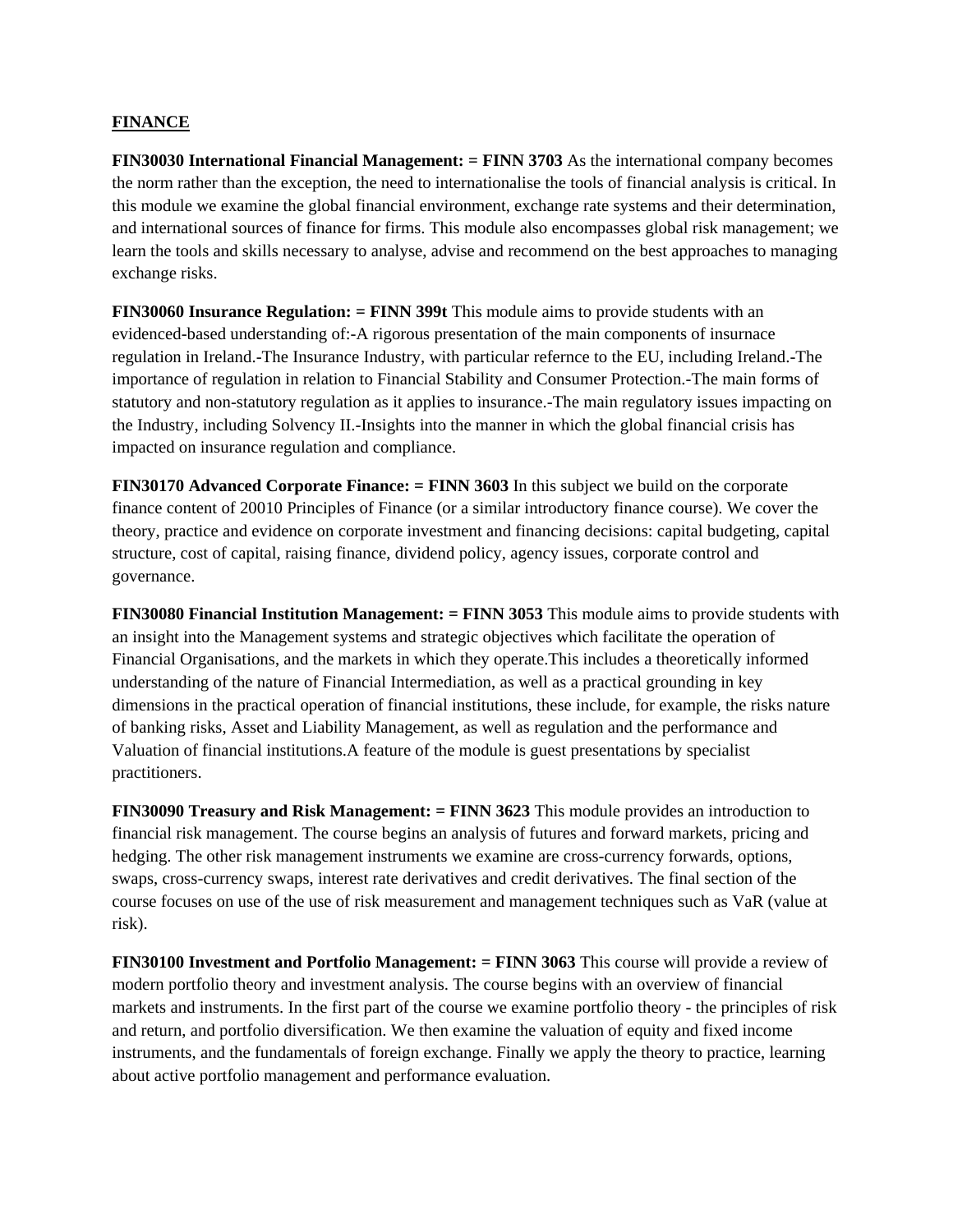**FINANCE**

**FIN30030 International Financial Management: = FINN 3703** As the international company becomes the norm rather than the exception, the need to internationalise the tools of financial analysis is critical. In this module we examine the global financial environment, exchange rate systems and their determination, and international sources of finance for firms. This module also encompasses global risk management; we learn the tools and skills necessary to analyse, advise and recommend on the best approaches to managing exchange risks.

**FIN30060 Insurance Regulation: = FINN 399t** This module aims to provide students with an evidenced-based understanding of:-A rigorous presentation of the main components of insurnace regulation in Ireland.-The Insurance Industry, with particular refernce to the EU, including Ireland.-The importance of regulation in relation to Financial Stability and Consumer Protection.-The main forms of statutory and non-statutory regulation as it applies to insurance.-The main regulatory issues impacting on the Industry, including Solvency II.-Insights into the manner in which the global financial crisis has impacted on insurance regulation and compliance.

**FIN30170 Advanced Corporate Finance: = FINN 3603** In this subject we build on the corporate finance content of 20010 Principles of Finance (or a similar introductory finance course). We cover the theory, practice and evidence on corporate investment and financing decisions: capital budgeting, capital structure, cost of capital, raising finance, dividend policy, agency issues, corporate control and governance.

**FIN30080 Financial Institution Management: = FINN 3053** This module aims to provide students with an insight into the Management systems and strategic objectives which facilitate the operation of Financial Organisations, and the markets in which they operate.This includes a theoretically informed understanding of the nature of Financial Intermediation, as well as a practical grounding in key dimensions in the practical operation of financial institutions, these include, for example, the risks nature of banking risks, Asset and Liability Management, as well as regulation and the performance and Valuation of financial institutions.A feature of the module is guest presentations by specialist practitioners.

**FIN30090 Treasury and Risk Management: = FINN 3623** This module provides an introduction to financial risk management. The course begins an analysis of futures and forward markets, pricing and hedging. The other risk management instruments we examine are cross-currency forwards, options, swaps, cross-currency swaps, interest rate derivatives and credit derivatives. The final section of the course focuses on use of the use of risk measurement and management techniques such as VaR (value at risk).

**FIN30100 Investment and Portfolio Management: = FINN 3063** This course will provide a review of modern portfolio theory and investment analysis. The course begins with an overview of financial markets and instruments. In the first part of the course we examine portfolio theory - the principles of risk and return, and portfolio diversification. We then examine the valuation of equity and fixed income instruments, and the fundamentals of foreign exchange. Finally we apply the theory to practice, learning about active portfolio management and performance evaluation.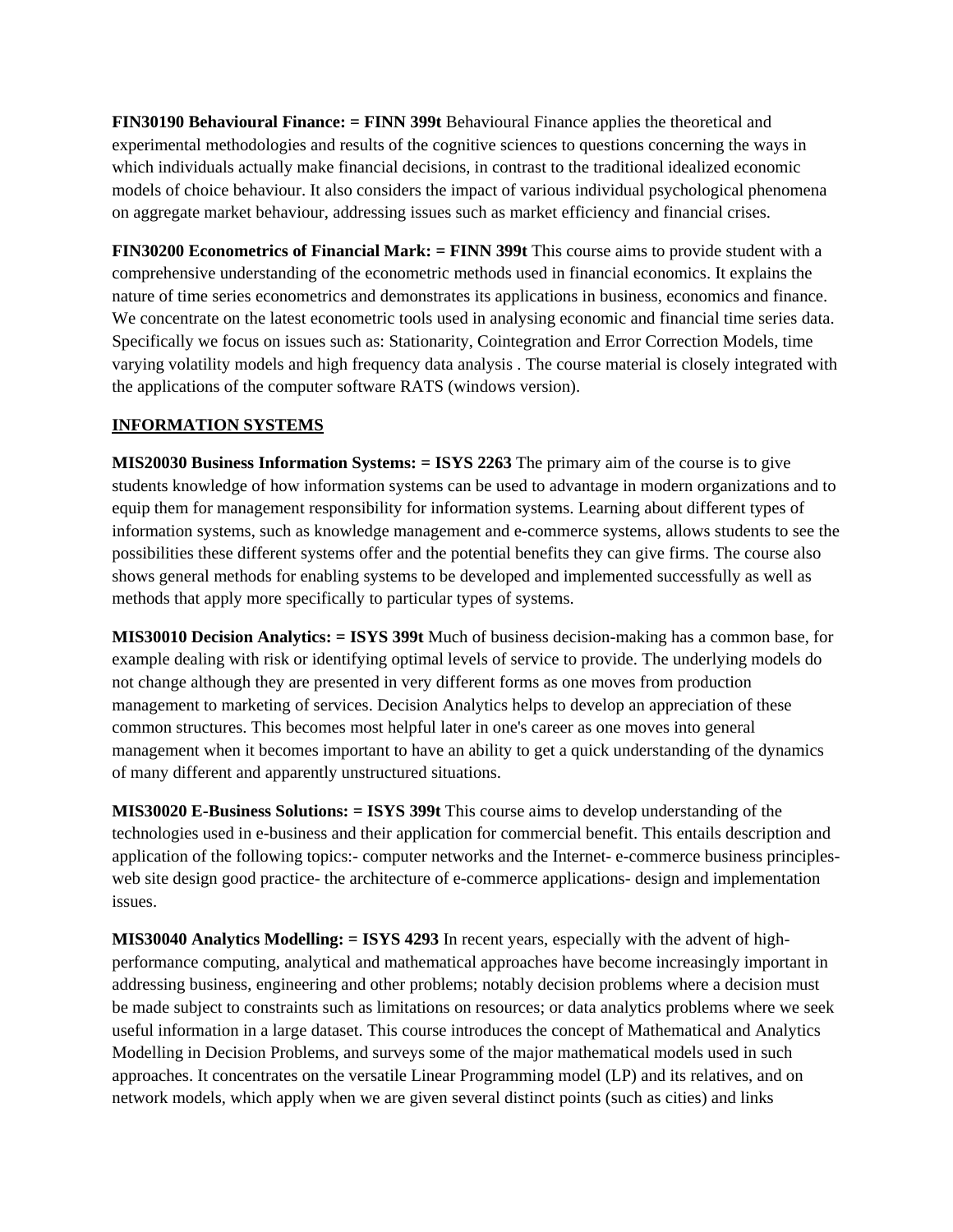**FIN30190 Behavioural Finance: = FINN 399t** Behavioural Finance applies the theoretical and experimental methodologies and results of the cognitive sciences to questions concerning the ways in which individuals actually make financial decisions, in contrast to the traditional idealized economic models of choice behaviour. It also considers the impact of various individual psychological phenomena on aggregate market behaviour, addressing issues such as market efficiency and financial crises.

**FIN30200 Econometrics of Financial Mark: = FINN 399t** This course aims to provide student with a comprehensive understanding of the econometric methods used in financial economics. It explains the nature of time series econometrics and demonstrates its applications in business, economics and finance. We concentrate on the latest econometric tools used in analysing economic and financial time series data. Specifically we focus on issues such as: Stationarity, Cointegration and Error Correction Models, time varying volatility models and high frequency data analysis . The course material is closely integrated with the applications of the computer software RATS (windows version).

**<u>INFORMATION SYSTEMS</u>**

**MIS20030 Business Information Systems: = ISYS 2263** The primary aim of the course is to give students knowledge of how information systems can be used to advantage in modern organizations and to equip them for management responsibility for information systems. Learning about different types of information systems, such as knowledge management and e-commerce systems, allows students to see the possibilities these different systems offer and the potential benefits they can give firms. The course also shows general methods for enabling systems to be developed and implemented successfully as well as methods that apply more specifically to particular types of systems.

**MIS30010 Decision Analytics: = ISYS 399t** Much of business decision-making has a common base, for example dealing with risk or identifying optimal levels of service to provide. The underlying models do not change although they are presented in very different forms as one moves from production management to marketing of services. Decision Analytics helps to develop an appreciation of these common structures. This becomes most helpful later in one's career as one moves into general management when it becomes important to have an ability to get a quick understanding of the dynamics of many different and apparently unstructured situations.

**MIS30020 E-Business Solutions: = ISYS 399t** This course aims to develop understanding of the technologies used in e-business and their application for commercial benefit. This entails description and application of the following topics:- computer networks and the Internet- e-commerce business principles- web site design good practice- the architecture of e-commerce applications- design and implementation issues.

**MIS30040 Analytics Modelling: = ISYS 4293** In recent years, especially with the advent of high-performance computing, analytical and mathematical approaches have become increasingly important in addressing business, engineering and other problems; notably decision problems where a decision must be made subject to constraints such as limitations on resources; or data analytics problems where we seek useful information in a large dataset. This course introduces the concept of Mathematical and Analytics Modelling in Decision Problems, and surveys some of the major mathematical models used in such approaches. It concentrates on the versatile Linear Programming model (LP) and its relatives, and on network models, which apply when we are given several distinct points (such as cities) and links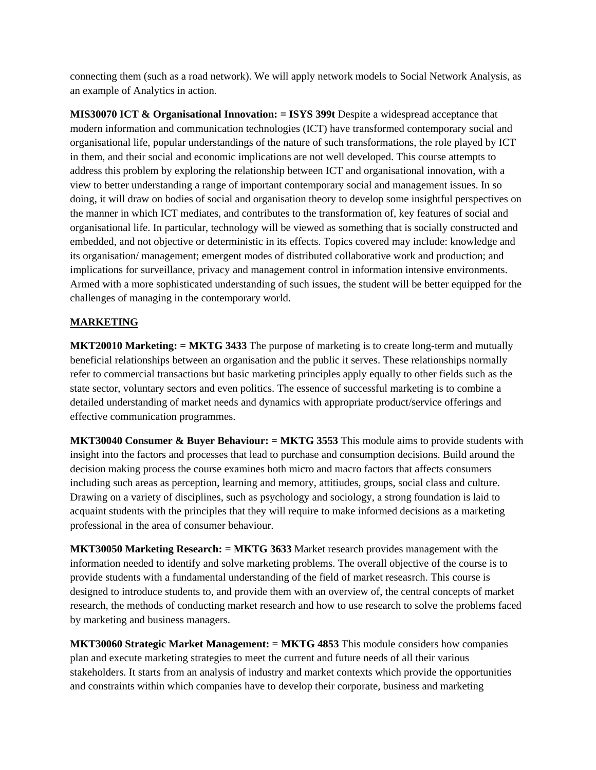connecting them (such as a road network). We will apply network models to Social Network Analysis, as an example of Analytics in action.

**MIS30070 ICT & Organisational Innovation: = ISYS 399t** Despite a widespread acceptance that modern information and communication technologies (ICT) have transformed contemporary social and organisational life, popular understandings of the nature of such transformations, the role played by ICT in them, and their social and economic implications are not well developed. This course attempts to address this problem by exploring the relationship between ICT and organisational innovation, with a view to better understanding a range of important contemporary social and management issues. In so doing, it will draw on bodies of social and organisation theory to develop some insightful perspectives on the manner in which ICT mediates, and contributes to the transformation of, key features of social and organisational life. In particular, technology will be viewed as something that is socially constructed and embedded, and not objective or deterministic in its effects. Topics covered may include: knowledge and its organisation/ management; emergent modes of distributed collaborative work and production; and implications for surveillance, privacy and management control in information intensive environments. Armed with a more sophisticated understanding of such issues, the student will be better equipped for the challenges of managing in the contemporary world.

## MARKETING

**MKT20010 Marketing: = MKTG 3433** The purpose of marketing is to create long-term and mutually beneficial relationships between an organisation and the public it serves. These relationships normally refer to commercial transactions but basic marketing principles apply equally to other fields such as the state sector, voluntary sectors and even politics. The essence of successful marketing is to combine a detailed understanding of market needs and dynamics with appropriate product/service offerings and effective communication programmes.

**MKT30040 Consumer & Buyer Behaviour: = MKTG 3553** This module aims to provide students with insight into the factors and processes that lead to purchase and consumption decisions. Build around the decision making process the course examines both micro and macro factors that affects consumers including such areas as perception, learning and memory, attitiudes, groups, social class and culture. Drawing on a variety of disciplines, such as psychology and sociology, a strong foundation is laid to acquaint students with the principles that they will require to make informed decisions as a marketing professional in the area of consumer behaviour.

**MKT30050 Marketing Research: = MKTG 3633** Market research provides management with the information needed to identify and solve marketing problems. The overall objective of the course is to provide students with a fundamental understanding of the field of market reseasrch. This course is designed to introduce students to, and provide them with an overview of, the central concepts of market research, the methods of conducting market research and how to use research to solve the problems faced by marketing and business managers.

**MKT30060 Strategic Market Management: = MKTG 4853** This module considers how companies plan and execute marketing strategies to meet the current and future needs of all their various stakeholders. It starts from an analysis of industry and market contexts which provide the opportunities and constraints within which companies have to develop their corporate, business and marketing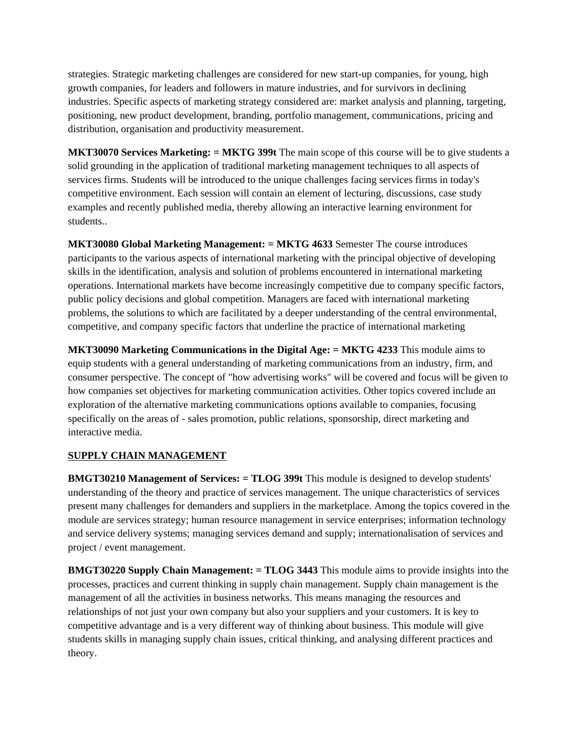strategies. Strategic marketing challenges are considered for new start-up companies, for young, high growth companies, for leaders and followers in mature industries, and for survivors in declining industries. Specific aspects of marketing strategy considered are: market analysis and planning, targeting, positioning, new product development, branding, portfolio management, communications, pricing and distribution, organisation and productivity measurement.

**MKT30070 Services Marketing: = MKTG 399t** The main scope of this course will be to give students a solid grounding in the application of traditional marketing management techniques to all aspects of services firms. Students will be introduced to the unique challenges facing services firms in today's competitive environment. Each session will contain an element of lecturing, discussions, case study examples and recently published media, thereby allowing an interactive learning environment for students..

**MKT30080 Global Marketing Management: = MKTG 4633** Semester The course introduces participants to the various aspects of international marketing with the principal objective of developing skills in the identification, analysis and solution of problems encountered in international marketing operations. International markets have become increasingly competitive due to company specific factors, public policy decisions and global competition. Managers are faced with international marketing problems, the solutions to which are facilitated by a deeper understanding of the central environmental, competitive, and company specific factors that underline the practice of international marketing

**MKT30090 Marketing Communications in the Digital Age: = MKTG 4233** This module aims to equip students with a general understanding of marketing communications from an industry, firm, and consumer perspective. The concept of "how advertising works" will be covered and focus will be given to how companies set objectives for marketing communication activities. Other topics covered include an exploration of the alternative marketing communications options available to companies, focusing specifically on the areas of - sales promotion, public relations, sponsorship, direct marketing and interactive media.

**<u>SUPPLY CHAIN MANAGEMENT</u>**

**BMGT30210 Management of Services: = TLOG 399t** This module is designed to develop students' understanding of the theory and practice of services management. The unique characteristics of services present many challenges for demanders and suppliers in the marketplace. Among the topics covered in the module are services strategy; human resource management in service enterprises; information technology and service delivery systems; managing services demand and supply; internationalisation of services and project / event management.

**BMGT30220 Supply Chain Management: = TLOG 3443** This module aims to provide insights into the processes, practices and current thinking in supply chain management. Supply chain management is the management of all the activities in business networks. This means managing the resources and relationships of not just your own company but also your suppliers and your customers. It is key to competitive advantage and is a very different way of thinking about business. This module will give students skills in managing supply chain issues, critical thinking, and analysing different practices and theory.